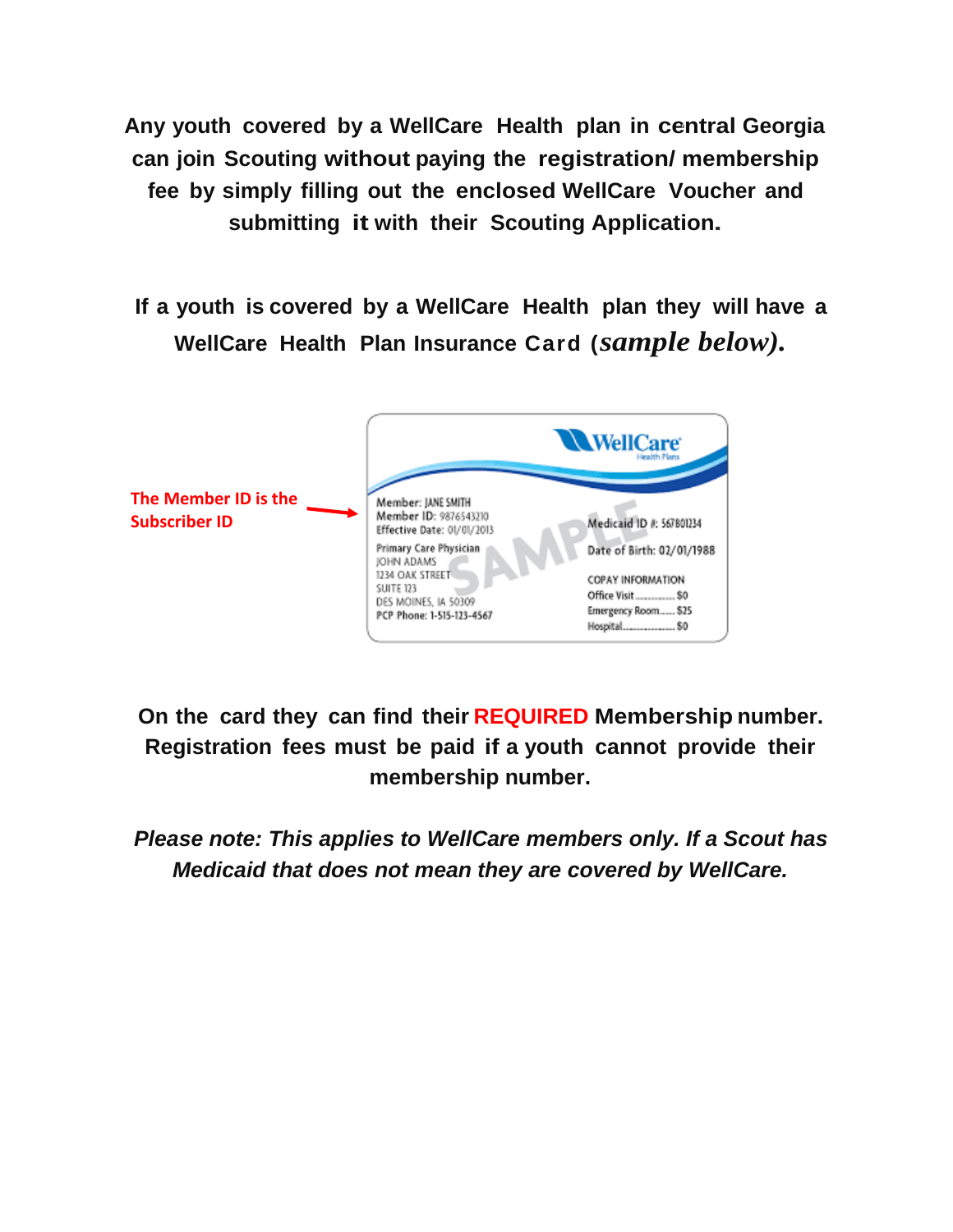**Any youth covered by a WellCare Health plan in central Georgia can join Scouting without paying the registration/ membership fee by simply filling out the enclosed WellCare Voucher and submitting it with their Scouting Application.**

**If a youth is covered by a WellCare Health plan they will have a WellCare Health Plan Insurance Card (*sample below*).**

**The Member ID is the Subscriber ID**

**On the card they can find their REQUIRED Membership number. Registration fees must be paid if a youth cannot provide their membership number.**

***Please note: This applies to WellCare members only. If a Scout has Medicaid that does not mean they are covered by WellCare.***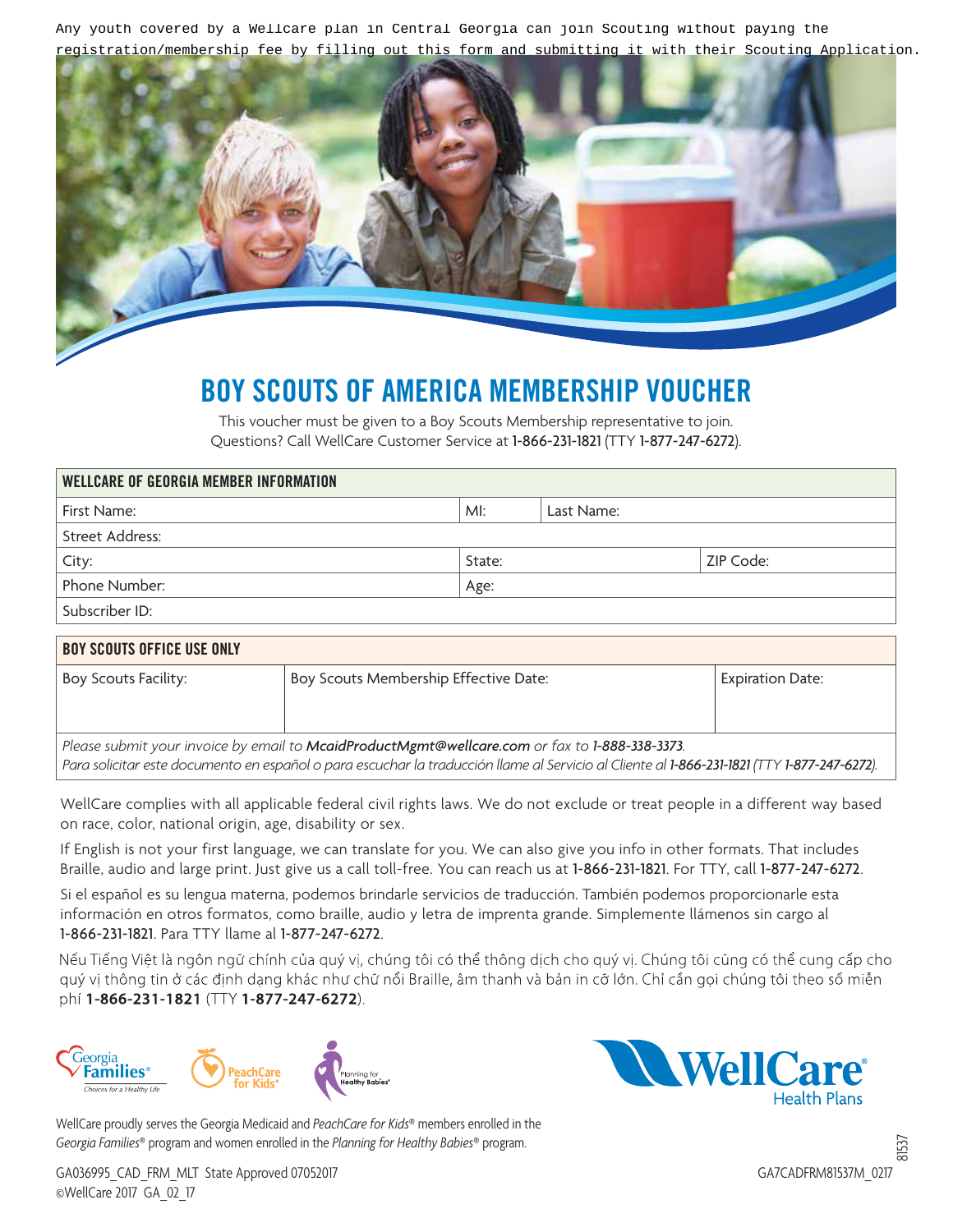Any youth covered by a Wellcare plan in Central Georgia can join Scouting without paying the registration/membership fee by filling out this form and submitting it with their Scouting Application.

# BOY SCOUTS OF AMERICA MEMBERSHIP VOUCHER

This voucher must be given to a Boy Scouts Membership representative to join.
Questions? Call WellCare Customer Service at 1-866-231-1821 (TTY 1-877-247-6272).

| WELLCARE OF GEORGIA MEMBER INFORMATION | | |
|---|---|---|
| First Name: | MI: | Last Name: |
| Street Address: | | |
| City: | State: | ZIP Code: |
| Phone Number: | Age: | |
| Subscriber ID: | | |

| BOY SCOUTS OFFICE USE ONLY | | |
|---|---|---|
| Boy Scouts Facility: | Boy Scouts Membership Effective Date: | Expiration Date: |

*Please submit your invoice by email to **McaidProductMgmt@wellcare.com** or fax to 1-888-338-3373.*
*Para solicitar este documento en español o para escuchar la traducción llame al Servicio al Cliente al 1-866-231-1821 (TTY 1-877-247-6272).*

WellCare complies with all applicable federal civil rights laws. We do not exclude or treat people in a different way based on race, color, national origin, age, disability or sex.

If English is not your first language, we can translate for you. We can also give you info in other formats. That includes Braille, audio and large print. Just give us a call toll-free. You can reach us at 1-866-231-1821. For TTY, call 1-877-247-6272.

Si el español es su lengua materna, podemos brindarle servicios de traducción. También podemos proporcionarle esta información en otros formatos, como braille, audio y letra de imprenta grande. Simplemente llámenos sin cargo al 1-866-231-1821. Para TTY llame al 1-877-247-6272.

Nếu Tiếng Việt là ngôn ngữ chính của quý vị, chúng tôi có thể thông dịch cho quý vị. Chúng tôi cũng có thể cung cấp cho quý vị thông tin ở các định dạng khác như chữ nổi Braille, âm thanh và bản in cỡ lớn. Chỉ cần gọi chúng tôi theo số miễn phí **1-866-231-1821** (TTY **1-877-247-6272**).

Georgia Families® Choices for a Healthy Life
PeachCare for Kids®
Planning for Healthy Babies®
WellCare® Health Plans

WellCare proudly serves the Georgia Medicaid and *PeachCare for Kids®* members enrolled in the *Georgia Families®* program and women enrolled in the *Planning for Healthy Babies®* program.

GA036995_CAD_FRM_MLT State Approved 07052017
©WellCare 2017 GA_02_17

GA7CADFRM81537M_0217

81537